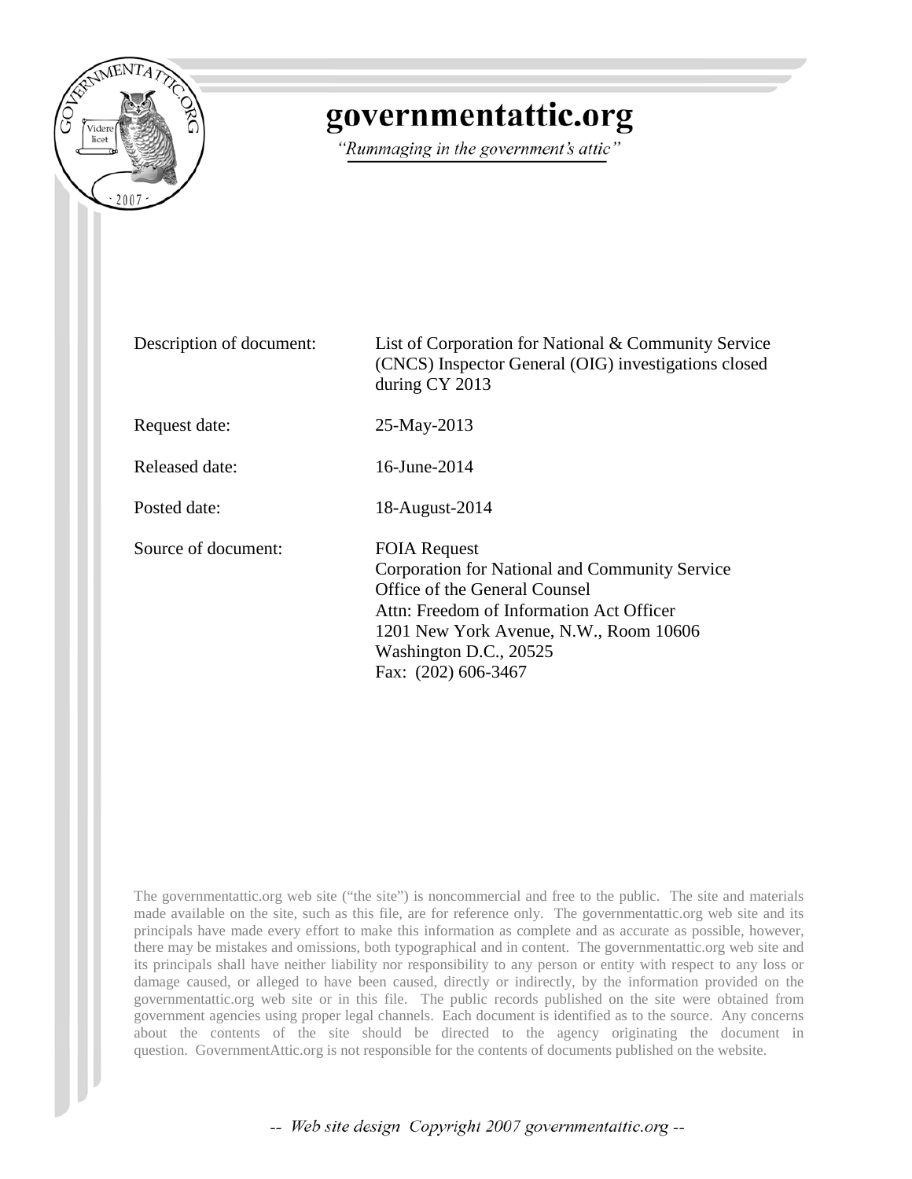# governmentattic.org

*"Rummaging in the government's attic"*

| | |
|---|---|
| Description of document: | List of Corporation for National & Community Service (CNCS) Inspector General (OIG) investigations closed during CY 2013 |
| Request date: | 25-May-2013 |
| Released date: | 16-June-2014 |
| Posted date: | 18-August-2014 |
| Source of document: | FOIA Request<br>Corporation for National and Community Service<br>Office of the General Counsel<br>Attn: Freedom of Information Act Officer<br>1201 New York Avenue, N.W., Room 10606<br>Washington D.C., 20525<br>Fax: (202) 606-3467 |

The governmentattic.org web site ("the site") is noncommercial and free to the public. The site and materials made available on the site, such as this file, are for reference only. The governmentattic.org web site and its principals have made every effort to make this information as complete and as accurate as possible, however, there may be mistakes and omissions, both typographical and in content. The governmentattic.org web site and its principals shall have neither liability nor responsibility to any person or entity with respect to any loss or damage caused, or alleged to have been caused, directly or indirectly, by the information provided on the governmentattic.org web site or in this file. The public records published on the site were obtained from government agencies using proper legal channels. Each document is identified as to the source. Any concerns about the contents of the site should be directed to the agency originating the document in question. GovernmentAttic.org is not responsible for the contents of documents published on the website.

*-- Web site design Copyright 2007 governmentattic.org --*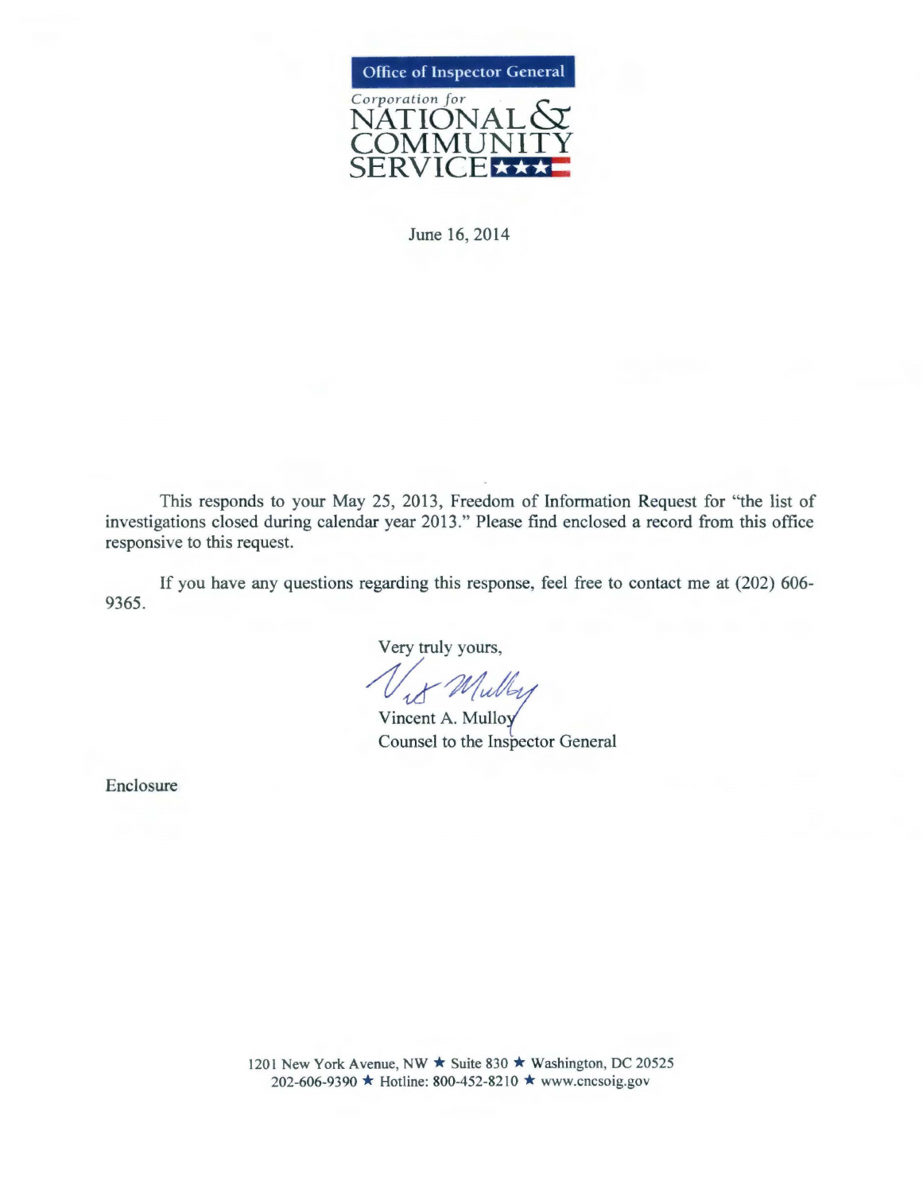Office of Inspector General

*Corporation for*

NATIONAL & COMMUNITY SERVICE

June 16, 2014

This responds to your May 25, 2013, Freedom of Information Request for "the list of investigations closed during calendar year 2013." Please find enclosed a record from this office responsive to this request.

If you have any questions regarding this response, feel free to contact me at (202) 606-9365.

Very truly yours,

Vincent A. Mulloy
Counsel to the Inspector General

Enclosure

1201 New York Avenue, NW ★ Suite 830 ★ Washington, DC 20525
202-606-9390 ★ Hotline: 800-452-8210 ★ www.cncsoig.gov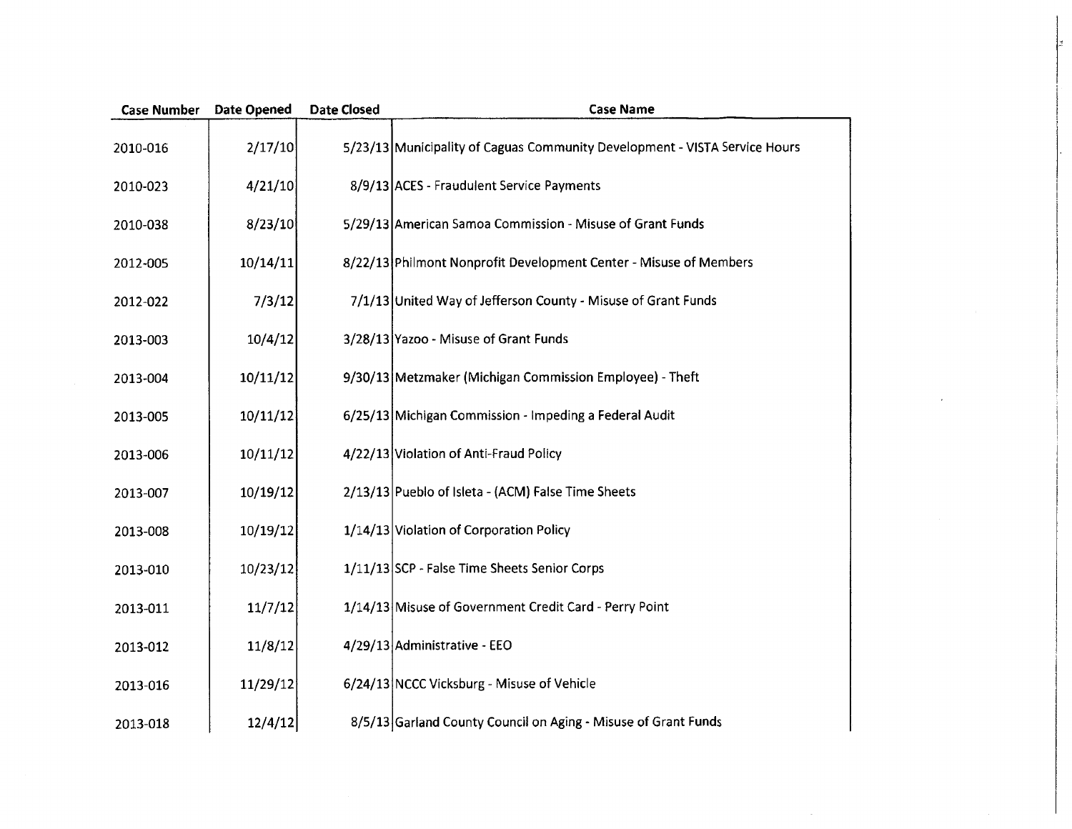| Case Number | Date Opened | Date Closed | Case Name |
|---|---|---|---|
| 2010-016 | 2/17/10 | 5/23/13 | Municipality of Caguas Community Development - VISTA Service Hours |
| 2010-023 | 4/21/10 | 8/9/13 | ACES - Fraudulent Service Payments |
| 2010-038 | 8/23/10 | 5/29/13 | American Samoa Commission - Misuse of Grant Funds |
| 2012-005 | 10/14/11 | 8/22/13 | Philmont Nonprofit Development Center - Misuse of Members |
| 2012-022 | 7/3/12 | 7/1/13 | United Way of Jefferson County - Misuse of Grant Funds |
| 2013-003 | 10/4/12 | 3/28/13 | Yazoo - Misuse of Grant Funds |
| 2013-004 | 10/11/12 | 9/30/13 | Metzmaker (Michigan Commission Employee) - Theft |
| 2013-005 | 10/11/12 | 6/25/13 | Michigan Commission - Impeding a Federal Audit |
| 2013-006 | 10/11/12 | 4/22/13 | Violation of Anti-Fraud Policy |
| 2013-007 | 10/19/12 | 2/13/13 | Pueblo of Isleta - (ACM) False Time Sheets |
| 2013-008 | 10/19/12 | 1/14/13 | Violation of Corporation Policy |
| 2013-010 | 10/23/12 | 1/11/13 | SCP - False Time Sheets Senior Corps |
| 2013-011 | 11/7/12 | 1/14/13 | Misuse of Government Credit Card - Perry Point |
| 2013-012 | 11/8/12 | 4/29/13 | Administrative - EEO |
| 2013-016 | 11/29/12 | 6/24/13 | NCCC Vicksburg - Misuse of Vehicle |
| 2013-018 | 12/4/12 | 8/5/13 | Garland County Council on Aging - Misuse of Grant Funds |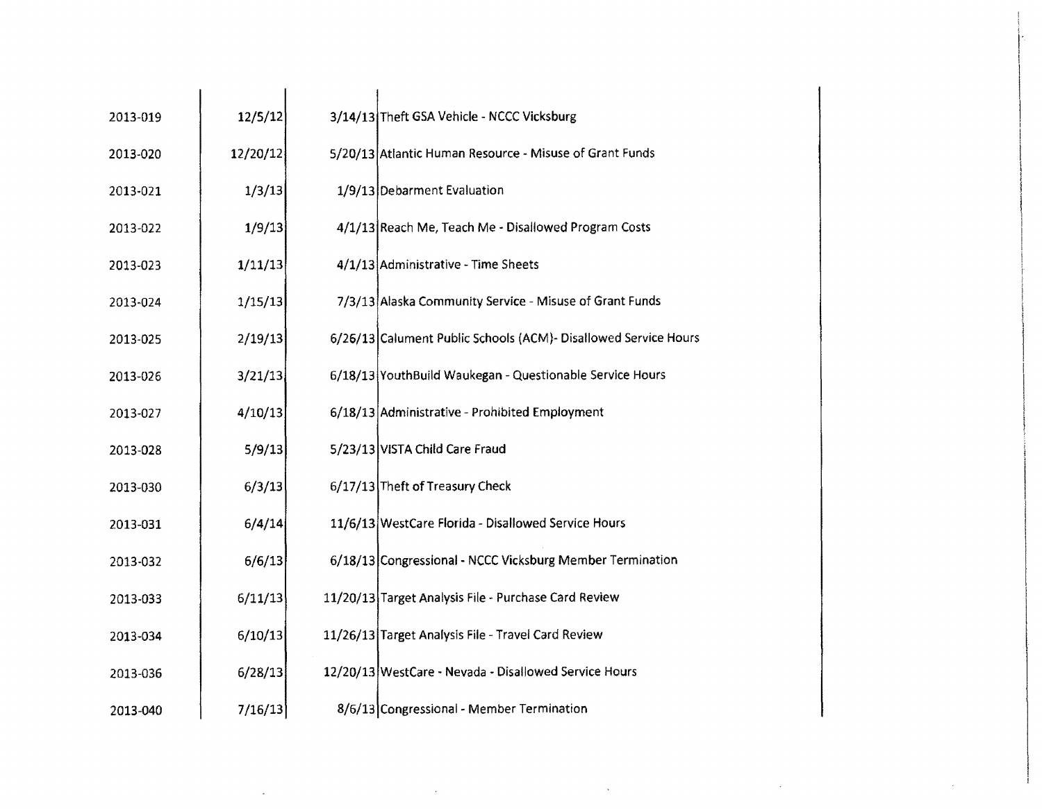| | | | |
|---|---|---|---|
| 2013-019 | 12/5/12 | 3/14/13 | Theft GSA Vehicle - NCCC Vicksburg |
| 2013-020 | 12/20/12 | 5/20/13 | Atlantic Human Resource - Misuse of Grant Funds |
| 2013-021 | 1/3/13 | 1/9/13 | Debarment Evaluation |
| 2013-022 | 1/9/13 | 4/1/13 | Reach Me, Teach Me - Disallowed Program Costs |
| 2013-023 | 1/11/13 | 4/1/13 | Administrative - Time Sheets |
| 2013-024 | 1/15/13 | 7/3/13 | Alaska Community Service - Misuse of Grant Funds |
| 2013-025 | 2/19/13 | 6/26/13 | Calument Public Schools (ACM)- Disallowed Service Hours |
| 2013-026 | 3/21/13 | 6/18/13 | YouthBuild Waukegan - Questionable Service Hours |
| 2013-027 | 4/10/13 | 6/18/13 | Administrative - Prohibited Employment |
| 2013-028 | 5/9/13 | 5/23/13 | VISTA Child Care Fraud |
| 2013-030 | 6/3/13 | 6/17/13 | Theft of Treasury Check |
| 2013-031 | 6/4/14 | 11/6/13 | WestCare Florida - Disallowed Service Hours |
| 2013-032 | 6/6/13 | 6/18/13 | Congressional - NCCC Vicksburg Member Termination |
| 2013-033 | 6/11/13 | 11/20/13 | Target Analysis File - Purchase Card Review |
| 2013-034 | 6/10/13 | 11/26/13 | Target Analysis File - Travel Card Review |
| 2013-036 | 6/28/13 | 12/20/13 | WestCare - Nevada - Disallowed Service Hours |
| 2013-040 | 7/16/13 | 8/6/13 | Congressional - Member Termination |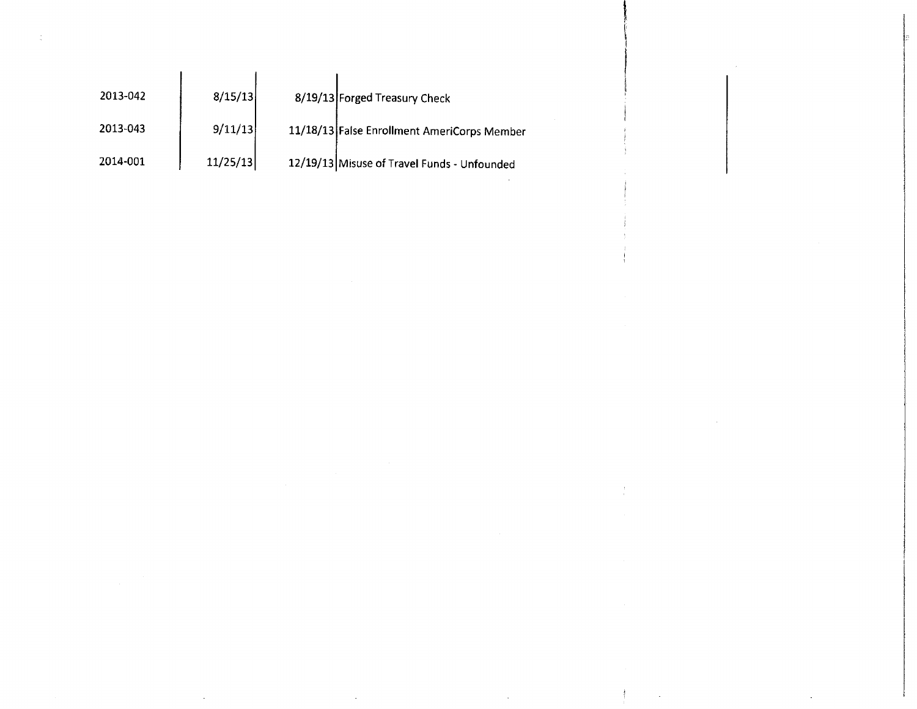| | | | |
|---|---|---|---|
| 2013-042 | 8/15/13 | 8/19/13 | Forged Treasury Check |
| 2013-043 | 9/11/13 | 11/18/13 | False Enrollment AmeriCorps Member |
| 2014-001 | 11/25/13 | 12/19/13 | Misuse of Travel Funds - Unfounded |